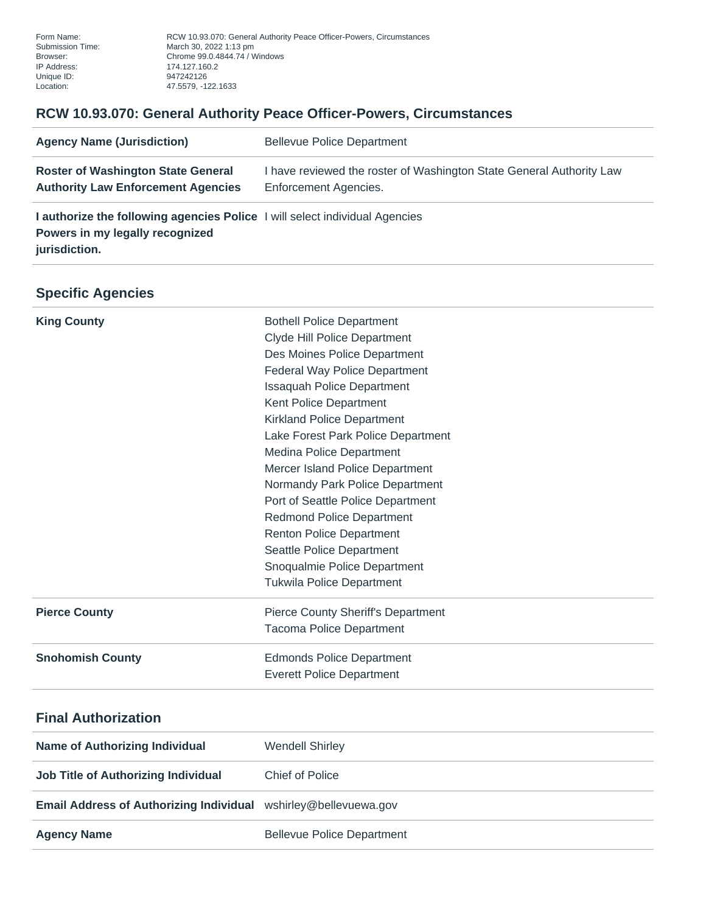| | |
|---|---|
| Form Name: | RCW 10.93.070: General Authority Peace Officer-Powers, Circumstances |
| Submission Time: | March 30, 2022 1:13 pm |
| Browser: | Chrome 99.0.4844.74 / Windows |
| IP Address: | 174.127.160.2 |
| Unique ID: | 947242126 |
| Location: | 47.5579, -122.1633 |

## RCW 10.93.070: General Authority Peace Officer-Powers, Circumstances

| | |
|---|---|
| **Agency Name (Jurisdiction)** | Bellevue Police Department |
| **Roster of Washington State General Authority Law Enforcement Agencies** | I have reviewed the roster of Washington State General Authority Law Enforcement Agencies. |
| **I authorize the following agencies Police Powers in my legally recognized jurisdiction.** | I will select individual Agencies |

## Specific Agencies

| | |
|---|---|
| **King County** | Bothell Police Department<br>Clyde Hill Police Department<br>Des Moines Police Department<br>Federal Way Police Department<br>Issaquah Police Department<br>Kent Police Department<br>Kirkland Police Department<br>Lake Forest Park Police Department<br>Medina Police Department<br>Mercer Island Police Department<br>Normandy Park Police Department<br>Port of Seattle Police Department<br>Redmond Police Department<br>Renton Police Department<br>Seattle Police Department<br>Snoqualmie Police Department<br>Tukwila Police Department |
| **Pierce County** | Pierce County Sheriff's Department<br>Tacoma Police Department |
| **Snohomish County** | Edmonds Police Department<br>Everett Police Department |

## Final Authorization

| | |
|---|---|
| **Name of Authorizing Individual** | Wendell Shirley |
| **Job Title of Authorizing Individual** | Chief of Police |
| **Email Address of Authorizing Individual** | wshirley@bellevuewa.gov |
| **Agency Name** | Bellevue Police Department |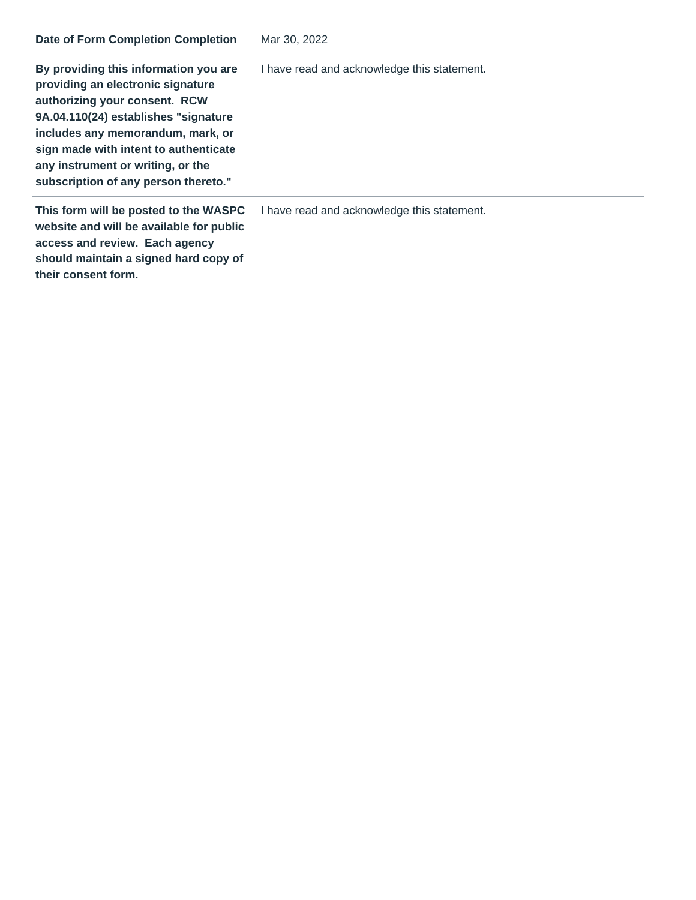| | |
|---|---|
| **Date of Form Completion Completion** | Mar 30, 2022 |
| **By providing this information you are providing an electronic signature authorizing your consent. RCW 9A.04.110(24) establishes "signature includes any memorandum, mark, or sign made with intent to authenticate any instrument or writing, or the subscription of any person thereto."** | I have read and acknowledge this statement. |
| **This form will be posted to the WASPC website and will be available for public access and review. Each agency should maintain a signed hard copy of their consent form.** | I have read and acknowledge this statement. |